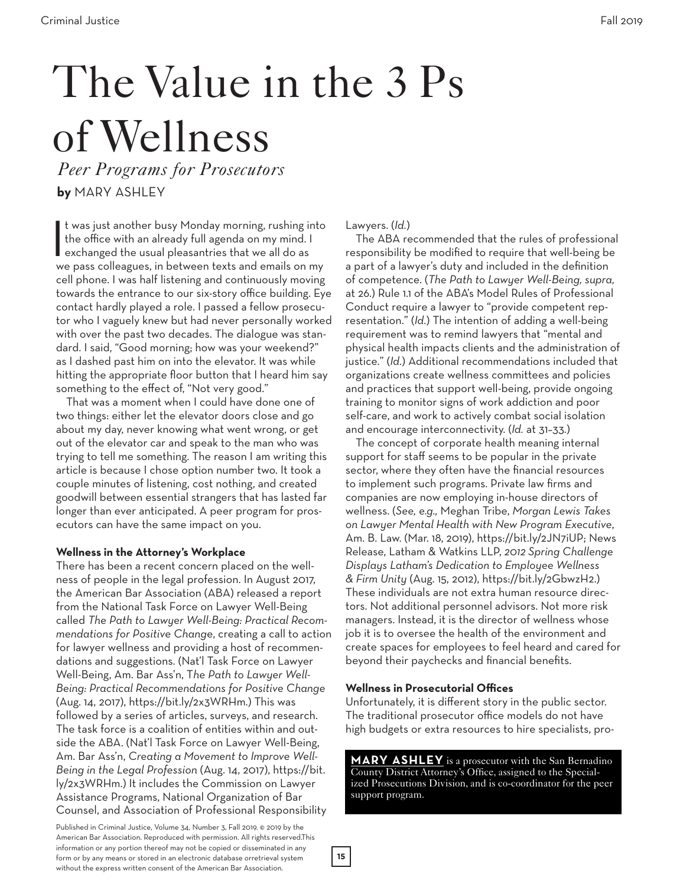# The Value in the 3 Ps of Wellness

*Peer Programs for Prosecutors*

**by** MARY ASHLEY

It was just another busy Monday morning, rushing into the office with an already full agenda on my mind. I exchanged the usual pleasantries that we all do as we pass colleagues, in between texts and emails on my cell phone. I was half listening and continuously moving towards the entrance to our six-story office building. Eye contact hardly played a role. I passed a fellow prosecutor who I vaguely knew but had never personally worked with over the past two decades. The dialogue was standard. I said, "Good morning; how was your weekend?" as I dashed past him on into the elevator. It was while hitting the appropriate floor button that I heard him say something to the effect of, "Not very good."

That was a moment when I could have done one of two things: either let the elevator doors close and go about my day, never knowing what went wrong, or get out of the elevator car and speak to the man who was trying to tell me something. The reason I am writing this article is because I chose option number two. It took a couple minutes of listening, cost nothing, and created goodwill between essential strangers that has lasted far longer than ever anticipated. A peer program for prosecutors can have the same impact on you.

**Wellness in the Attorney's Workplace**

There has been a recent concern placed on the wellness of people in the legal profession. In August 2017, the American Bar Association (ABA) released a report from the National Task Force on Lawyer Well-Being called *The Path to Lawyer Well-Being: Practical Recommendations for Positive Change*, creating a call to action for lawyer wellness and providing a host of recommendations and suggestions. (Nat'l Task Force on Lawyer Well-Being, Am. Bar Ass'n, *The Path to Lawyer Well-Being: Practical Recommendations for Positive Change* (Aug. 14, 2017), https://bit.ly/2x3WRHm.) This was followed by a series of articles, surveys, and research. The task force is a coalition of entities within and outside the ABA. (Nat'l Task Force on Lawyer Well-Being, Am. Bar Ass'n, *Creating a Movement to Improve Well-Being in the Legal Profession* (Aug. 14, 2017), https://bit.ly/2x3WRHm.) It includes the Commission on Lawyer Assistance Programs, National Organization of Bar Counsel, and Association of Professional Responsibility Lawyers. (*Id.*)

The ABA recommended that the rules of professional responsibility be modified to require that well-being be a part of a lawyer's duty and included in the definition of competence. (*The Path to Lawyer Well-Being, supra,* at 26.) Rule 1.1 of the ABA's Model Rules of Professional Conduct require a lawyer to "provide competent representation." (*Id.*) The intention of adding a well-being requirement was to remind lawyers that "mental and physical health impacts clients and the administration of justice." (*Id.*) Additional recommendations included that organizations create wellness committees and policies and practices that support well-being, provide ongoing training to monitor signs of work addiction and poor self-care, and work to actively combat social isolation and encourage interconnectivity. (*Id.* at 31–33.)

The concept of corporate health meaning internal support for staff seems to be popular in the private sector, where they often have the financial resources to implement such programs. Private law firms and companies are now employing in-house directors of wellness. (*See, e.g.,* Meghan Tribe, *Morgan Lewis Takes on Lawyer Mental Health with New Program Executive*, Am. B. Law. (Mar. 18, 2019), https://bit.ly/2JN7iUP; News Release, Latham & Watkins LLP, *2012 Spring Challenge Displays Latham's Dedication to Employee Wellness & Firm Unity* (Aug. 15, 2012), https://bit.ly/2GbwzH2.) These individuals are not extra human resource directors. Not additional personnel advisors. Not more risk managers. Instead, it is the director of wellness whose job it is to oversee the health of the environment and create spaces for employees to feel heard and cared for beyond their paychecks and financial benefits.

**Wellness in Prosecutorial Offices**

Unfortunately, it is different story in the public sector. The traditional prosecutor office models do not have high budgets or extra resources to hire specialists, pro-

**MARY ASHLEY** is a prosecutor with the San Bernadino County District Attorney's Office, assigned to the Specialized Prosecutions Division, and is co-coordinator for the peer support program.

Published in Criminal Justice, Volume 34, Number 3, Fall 2019. © 2019 by the American Bar Association. Reproduced with permission. All rights reserved.This information or any portion thereof may not be copied or disseminated in any form or by any means or stored in an electronic database orretrieval system without the express written consent of the American Bar Association.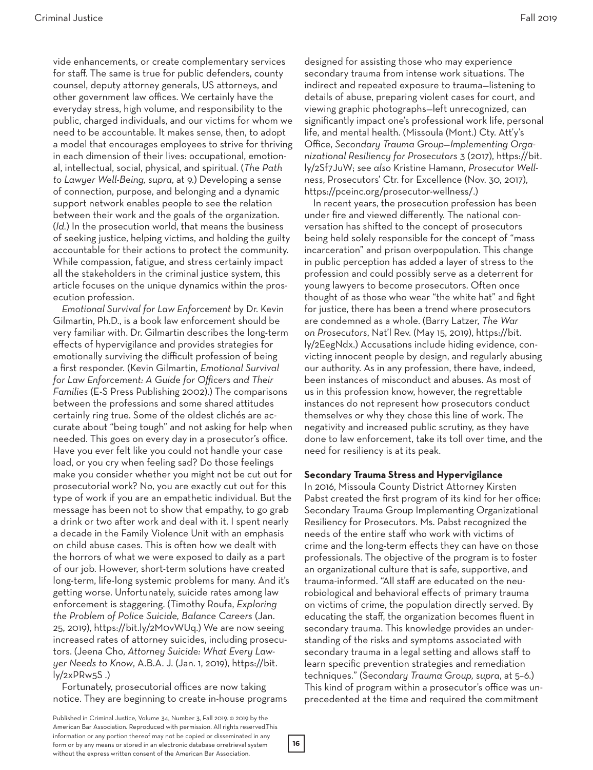vide enhancements, or create complementary services for staff. The same is true for public defenders, county counsel, deputy attorney generals, US attorneys, and other government law offices. We certainly have the everyday stress, high volume, and responsibility to the public, charged individuals, and our victims for whom we need to be accountable. It makes sense, then, to adopt a model that encourages employees to strive for thriving in each dimension of their lives: occupational, emotional, intellectual, social, physical, and spiritual. (*The Path to Lawyer Well-Being, supra*, at 9.) Developing a sense of connection, purpose, and belonging and a dynamic support network enables people to see the relation between their work and the goals of the organization. (*Id.*) In the prosecution world, that means the business of seeking justice, helping victims, and holding the guilty accountable for their actions to protect the community. While compassion, fatigue, and stress certainly impact all the stakeholders in the criminal justice system, this article focuses on the unique dynamics within the prosecution profession.

*Emotional Survival for Law Enforcement* by Dr. Kevin Gilmartin, Ph.D., is a book law enforcement should be very familiar with. Dr. Gilmartin describes the long-term effects of hypervigilance and provides strategies for emotionally surviving the difficult profession of being a first responder. (Kevin Gilmartin, *Emotional Survival for Law Enforcement: A Guide for Officers and Their Families* (E-S Press Publishing 2002).) The comparisons between the professions and some shared attitudes certainly ring true. Some of the oldest clichés are accurate about "being tough" and not asking for help when needed. This goes on every day in a prosecutor's office. Have you ever felt like you could not handle your case load, or you cry when feeling sad? Do those feelings make you consider whether you might not be cut out for prosecutorial work? No, you are exactly cut out for this type of work if you are an empathetic individual. But the message has been not to show that empathy, to go grab a drink or two after work and deal with it. I spent nearly a decade in the Family Violence Unit with an emphasis on child abuse cases. This is often how we dealt with the horrors of what we were exposed to daily as a part of our job. However, short-term solutions have created long-term, life-long systemic problems for many. And it's getting worse. Unfortunately, suicide rates among law enforcement is staggering. (Timothy Roufa, *Exploring the Problem of Police Suicide, Balance Careers* (Jan. 25, 2019), https://bit.ly/2MovWUq.) We are now seeing increased rates of attorney suicides, including prosecutors. (Jeena Cho, *Attorney Suicide: What Every Lawyer Needs to Know*, A.B.A. J. (Jan. 1, 2019), https://bit.ly/2xPRw5S .)

Fortunately, prosecutorial offices are now taking notice. They are beginning to create in-house programs designed for assisting those who may experience secondary trauma from intense work situations. The indirect and repeated exposure to trauma—listening to details of abuse, preparing violent cases for court, and viewing graphic photographs—left unrecognized, can significantly impact one's professional work life, personal life, and mental health. (Missoula (Mont.) Cty. Att'y's Office, *Secondary Trauma Group—Implementing Organizational Resiliency for Prosecutors* 3 (2017), https://bit.ly/2Sf7JuW; *see also* Kristine Hamann, *Prosecutor Wellness*, Prosecutors' Ctr. for Excellence (Nov. 30, 2017), https://pceinc.org/prosecutor-wellness/.)

In recent years, the prosecution profession has been under fire and viewed differently. The national conversation has shifted to the concept of prosecutors being held solely responsible for the concept of "mass incarceration" and prison overpopulation. This change in public perception has added a layer of stress to the profession and could possibly serve as a deterrent for young lawyers to become prosecutors. Often once thought of as those who wear "the white hat" and fight for justice, there has been a trend where prosecutors are condemned as a whole. (Barry Latzer, *The War on Prosecutors*, Nat'l Rev. (May 15, 2019), https://bit.ly/2EegNdx.) Accusations include hiding evidence, convicting innocent people by design, and regularly abusing our authority. As in any profession, there have, indeed, been instances of misconduct and abuses. As most of us in this profession know, however, the regrettable instances do not represent how prosecutors conduct themselves or why they chose this line of work. The negativity and increased public scrutiny, as they have done to law enforcement, take its toll over time, and the need for resiliency is at its peak.

**Secondary Trauma Stress and Hypervigilance**

In 2016, Missoula County District Attorney Kirsten Pabst created the first program of its kind for her office: Secondary Trauma Group Implementing Organizational Resiliency for Prosecutors. Ms. Pabst recognized the needs of the entire staff who work with victims of crime and the long-term effects they can have on those professionals. The objective of the program is to foster an organizational culture that is safe, supportive, and trauma-informed. "All staff are educated on the neurobiological and behavioral effects of primary trauma on victims of crime, the population directly served. By educating the staff, the organization becomes fluent in secondary trauma. This knowledge provides an understanding of the risks and symptoms associated with secondary trauma in a legal setting and allows staff to learn specific prevention strategies and remediation techniques." (*Secondary Trauma Group, supra*, at 5–6.) This kind of program within a prosecutor's office was unprecedented at the time and required the commitment

Published in Criminal Justice, Volume 34, Number 3, Fall 2019. © 2019 by the American Bar Association. Reproduced with permission. All rights reserved.This information or any portion thereof may not be copied or disseminated in any form or by any means or stored in an electronic database orretrieval system without the express written consent of the American Bar Association.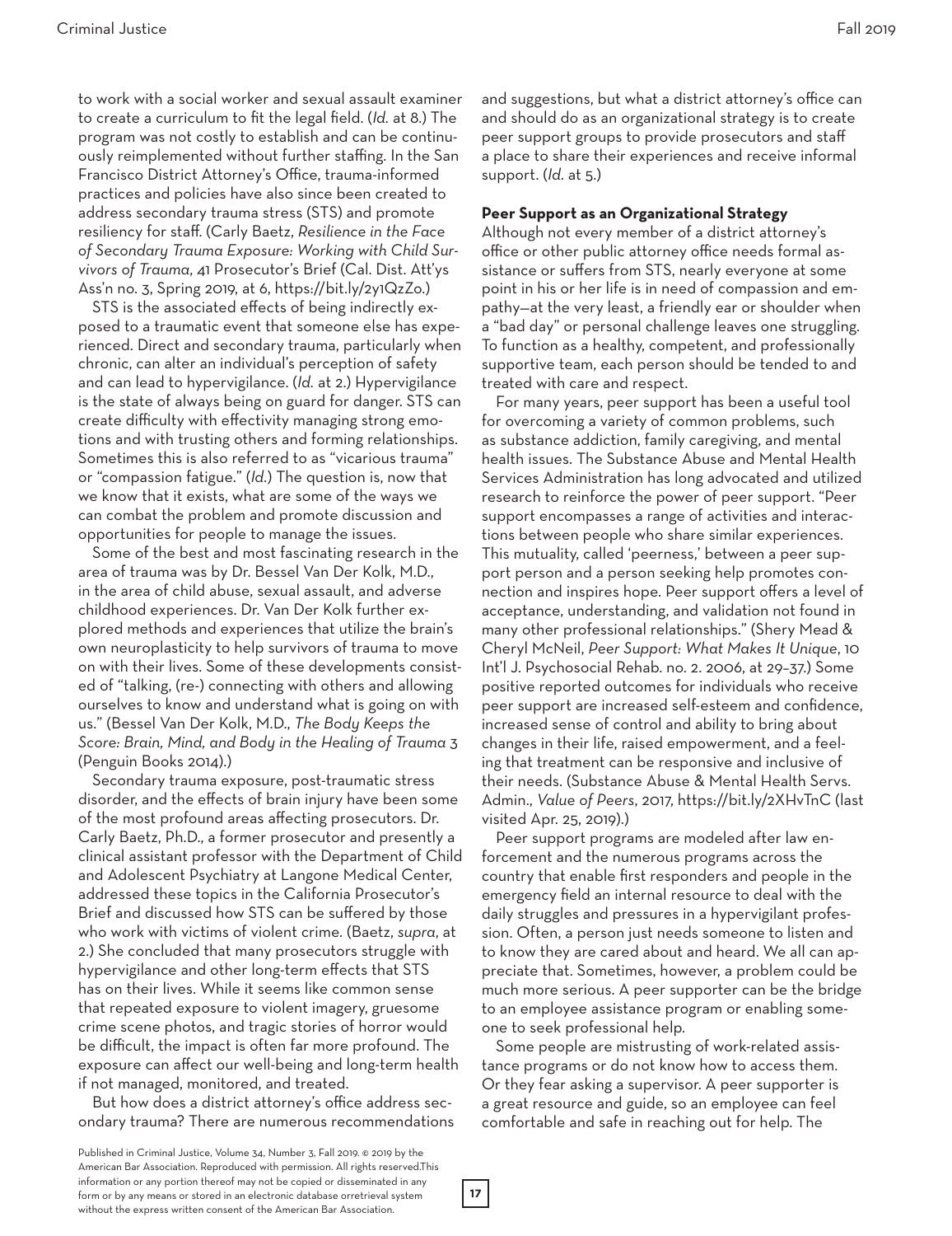to work with a social worker and sexual assault examiner to create a curriculum to fit the legal field. (*Id.* at 8.) The program was not costly to establish and can be continuously reimplemented without further staffing. In the San Francisco District Attorney's Office, trauma-informed practices and policies have also since been created to address secondary trauma stress (STS) and promote resiliency for staff. (Carly Baetz, *Resilience in the Face of Secondary Trauma Exposure: Working with Child Survivors of Trauma*, 41 Prosecutor's Brief (Cal. Dist. Att'ys Ass'n no. 3, Spring 2019, at 6, https://bit.ly/2y1QzZo.)

STS is the associated effects of being indirectly exposed to a traumatic event that someone else has experienced. Direct and secondary trauma, particularly when chronic, can alter an individual's perception of safety and can lead to hypervigilance. (*Id.* at 2.) Hypervigilance is the state of always being on guard for danger. STS can create difficulty with effectivity managing strong emotions and with trusting others and forming relationships. Sometimes this is also referred to as "vicarious trauma" or "compassion fatigue." (*Id.*) The question is, now that we know that it exists, what are some of the ways we can combat the problem and promote discussion and opportunities for people to manage the issues.

Some of the best and most fascinating research in the area of trauma was by Dr. Bessel Van Der Kolk, M.D., in the area of child abuse, sexual assault, and adverse childhood experiences. Dr. Van Der Kolk further explored methods and experiences that utilize the brain's own neuroplasticity to help survivors of trauma to move on with their lives. Some of these developments consisted of "talking, (re-) connecting with others and allowing ourselves to know and understand what is going on with us." (Bessel Van Der Kolk, M.D., *The Body Keeps the Score: Brain, Mind, and Body in the Healing of Trauma* 3 (Penguin Books 2014).)

Secondary trauma exposure, post-traumatic stress disorder, and the effects of brain injury have been some of the most profound areas affecting prosecutors. Dr. Carly Baetz, Ph.D., a former prosecutor and presently a clinical assistant professor with the Department of Child and Adolescent Psychiatry at Langone Medical Center, addressed these topics in the California Prosecutor's Brief and discussed how STS can be suffered by those who work with victims of violent crime. (Baetz, *supra*, at 2.) She concluded that many prosecutors struggle with hypervigilance and other long-term effects that STS has on their lives. While it seems like common sense that repeated exposure to violent imagery, gruesome crime scene photos, and tragic stories of horror would be difficult, the impact is often far more profound. The exposure can affect our well-being and long-term health if not managed, monitored, and treated.

But how does a district attorney's office address secondary trauma? There are numerous recommendations and suggestions, but what a district attorney's office can and should do as an organizational strategy is to create peer support groups to provide prosecutors and staff a place to share their experiences and receive informal support. (*Id.* at 5.)

**Peer Support as an Organizational Strategy**

Although not every member of a district attorney's office or other public attorney office needs formal assistance or suffers from STS, nearly everyone at some point in his or her life is in need of compassion and empathy—at the very least, a friendly ear or shoulder when a "bad day" or personal challenge leaves one struggling. To function as a healthy, competent, and professionally supportive team, each person should be tended to and treated with care and respect.

For many years, peer support has been a useful tool for overcoming a variety of common problems, such as substance addiction, family caregiving, and mental health issues. The Substance Abuse and Mental Health Services Administration has long advocated and utilized research to reinforce the power of peer support. "Peer support encompasses a range of activities and interactions between people who share similar experiences. This mutuality, called 'peerness,' between a peer support person and a person seeking help promotes connection and inspires hope. Peer support offers a level of acceptance, understanding, and validation not found in many other professional relationships." (Shery Mead & Cheryl McNeil, *Peer Support: What Makes It Unique*, 10 Int'l J. Psychosocial Rehab. no. 2. 2006, at 29–37.) Some positive reported outcomes for individuals who receive peer support are increased self-esteem and confidence, increased sense of control and ability to bring about changes in their life, raised empowerment, and a feeling that treatment can be responsive and inclusive of their needs. (Substance Abuse & Mental Health Servs. Admin., *Value of Peers*, 2017, https://bit.ly/2XHvTnC (last visited Apr. 25, 2019).)

Peer support programs are modeled after law enforcement and the numerous programs across the country that enable first responders and people in the emergency field an internal resource to deal with the daily struggles and pressures in a hypervigilant profession. Often, a person just needs someone to listen and to know they are cared about and heard. We all can appreciate that. Sometimes, however, a problem could be much more serious. A peer supporter can be the bridge to an employee assistance program or enabling someone to seek professional help.

Some people are mistrusting of work-related assistance programs or do not know how to access them. Or they fear asking a supervisor. A peer supporter is a great resource and guide, so an employee can feel comfortable and safe in reaching out for help. The

Published in Criminal Justice, Volume 34, Number 3, Fall 2019. © 2019 by the American Bar Association. Reproduced with permission. All rights reserved.This information or any portion thereof may not be copied or disseminated in any form or by any means or stored in an electronic database orretrieval system without the express written consent of the American Bar Association.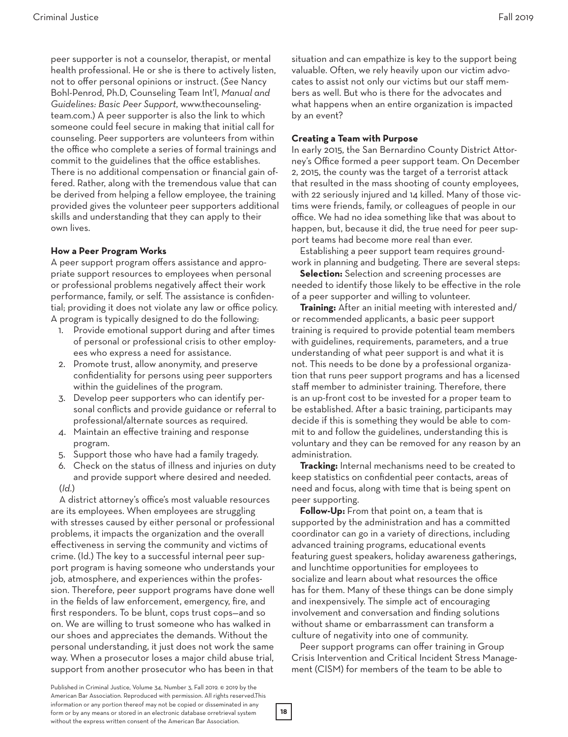peer supporter is not a counselor, therapist, or mental health professional. He or she is there to actively listen, not to offer personal opinions or instruct. (*See* Nancy Bohl-Penrod, Ph.D, Counseling Team Int'l, *Manual and Guidelines: Basic Peer Support*, www.thecounselingteam.com.) A peer supporter is also the link to which someone could feel secure in making that initial call for counseling. Peer supporters are volunteers from within the office who complete a series of formal trainings and commit to the guidelines that the office establishes. There is no additional compensation or financial gain offered. Rather, along with the tremendous value that can be derived from helping a fellow employee, the training provided gives the volunteer peer supporters additional skills and understanding that they can apply to their own lives.

**How a Peer Program Works**

A peer support program offers assistance and appropriate support resources to employees when personal or professional problems negatively affect their work performance, family, or self. The assistance is confidential; providing it does not violate any law or office policy. A program is typically designed to do the following:

1. Provide emotional support during and after times of personal or professional crisis to other employees who express a need for assistance.
2. Promote trust, allow anonymity, and preserve confidentiality for persons using peer supporters within the guidelines of the program.
3. Develop peer supporters who can identify personal conflicts and provide guidance or referral to professional/alternate sources as required.
4. Maintain an effective training and response program.
5. Support those who have had a family tragedy.
6. Check on the status of illness and injuries on duty and provide support where desired and needed.

(*Id.*)

A district attorney's office's most valuable resources are its employees. When employees are struggling with stresses caused by either personal or professional problems, it impacts the organization and the overall effectiveness in serving the community and victims of crime. (Id.) The key to a successful internal peer support program is having someone who understands your job, atmosphere, and experiences within the profession. Therefore, peer support programs have done well in the fields of law enforcement, emergency, fire, and first responders. To be blunt, cops trust cops—and so on. We are willing to trust someone who has walked in our shoes and appreciates the demands. Without the personal understanding, it just does not work the same way. When a prosecutor loses a major child abuse trial, support from another prosecutor who has been in that situation and can empathize is key to the support being valuable. Often, we rely heavily upon our victim advocates to assist not only our victims but our staff members as well. But who is there for the advocates and what happens when an entire organization is impacted by an event?

**Creating a Team with Purpose**

In early 2015, the San Bernardino County District Attorney's Office formed a peer support team. On December 2, 2015, the county was the target of a terrorist attack that resulted in the mass shooting of county employees, with 22 seriously injured and 14 killed. Many of those victims were friends, family, or colleagues of people in our office. We had no idea something like that was about to happen, but, because it did, the true need for peer support teams had become more real than ever.

Establishing a peer support team requires groundwork in planning and budgeting. There are several steps:

**Selection:** Selection and screening processes are needed to identify those likely to be effective in the role of a peer supporter and willing to volunteer.

**Training:** After an initial meeting with interested and/or recommended applicants, a basic peer support training is required to provide potential team members with guidelines, requirements, parameters, and a true understanding of what peer support is and what it is not. This needs to be done by a professional organization that runs peer support programs and has a licensed staff member to administer training. Therefore, there is an up-front cost to be invested for a proper team to be established. After a basic training, participants may decide if this is something they would be able to commit to and follow the guidelines, understanding this is voluntary and they can be removed for any reason by an administration.

**Tracking:** Internal mechanisms need to be created to keep statistics on confidential peer contacts, areas of need and focus, along with time that is being spent on peer supporting.

**Follow-Up:** From that point on, a team that is supported by the administration and has a committed coordinator can go in a variety of directions, including advanced training programs, educational events featuring guest speakers, holiday awareness gatherings, and lunchtime opportunities for employees to socialize and learn about what resources the office has for them. Many of these things can be done simply and inexpensively. The simple act of encouraging involvement and conversation and finding solutions without shame or embarrassment can transform a culture of negativity into one of community.

Peer support programs can offer training in Group Crisis Intervention and Critical Incident Stress Management (CISM) for members of the team to be able to

Published in Criminal Justice, Volume 34, Number 3, Fall 2019. © 2019 by the American Bar Association. Reproduced with permission. All rights reserved.This information or any portion thereof may not be copied or disseminated in any form or by any means or stored in an electronic database orretrieval system without the express written consent of the American Bar Association.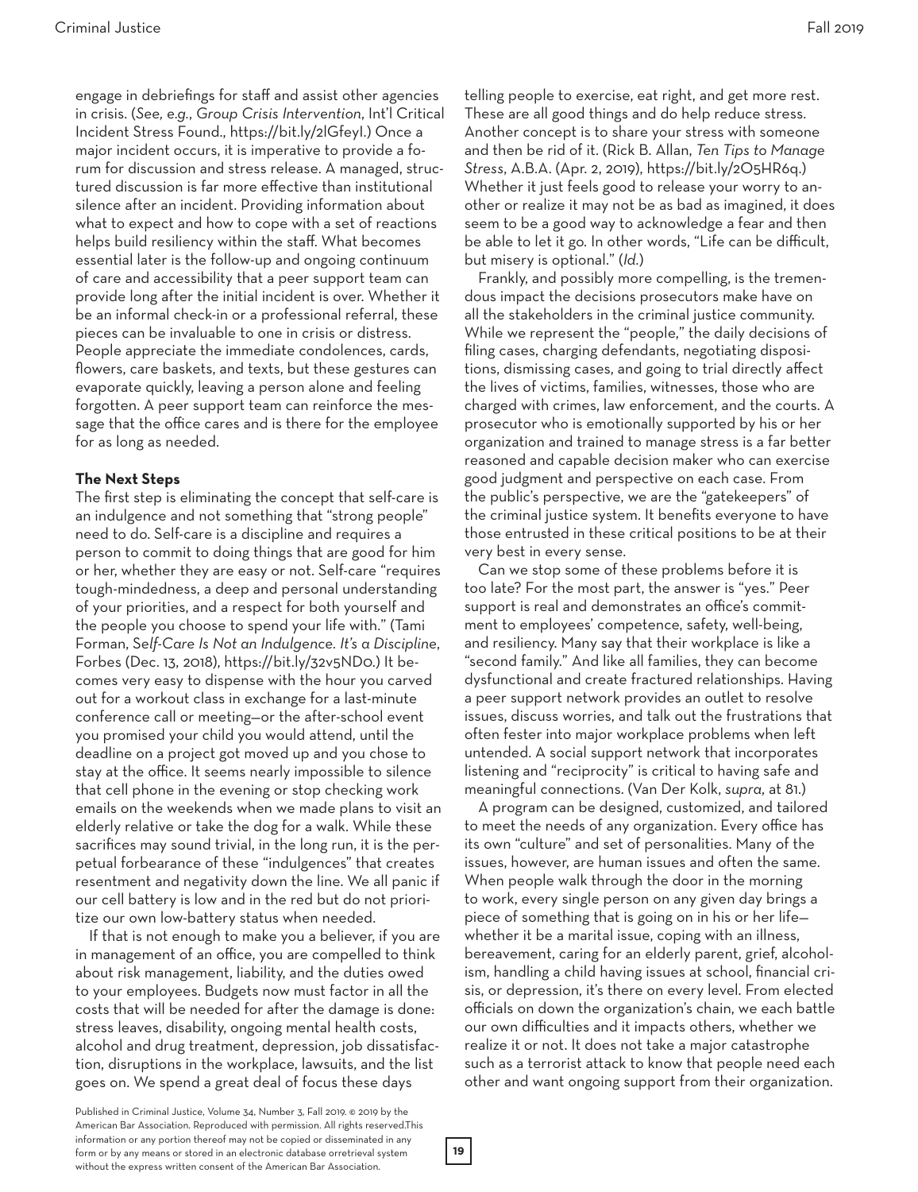engage in debriefings for staff and assist other agencies in crisis. (*See, e.g.*, *Group Crisis Intervention*, Int'l Critical Incident Stress Found., https://bit.ly/2lGfeyI.) Once a major incident occurs, it is imperative to provide a forum for discussion and stress release. A managed, structured discussion is far more effective than institutional silence after an incident. Providing information about what to expect and how to cope with a set of reactions helps build resiliency within the staff. What becomes essential later is the follow-up and ongoing continuum of care and accessibility that a peer support team can provide long after the initial incident is over. Whether it be an informal check-in or a professional referral, these pieces can be invaluable to one in crisis or distress. People appreciate the immediate condolences, cards, flowers, care baskets, and texts, but these gestures can evaporate quickly, leaving a person alone and feeling forgotten. A peer support team can reinforce the message that the office cares and is there for the employee for as long as needed.

**The Next Steps**

The first step is eliminating the concept that self-care is an indulgence and not something that "strong people" need to do. Self-care is a discipline and requires a person to commit to doing things that are good for him or her, whether they are easy or not. Self-care "requires tough-mindedness, a deep and personal understanding of your priorities, and a respect for both yourself and the people you choose to spend your life with." (Tami Forman, *Self-Care Is Not an Indulgence. It's a Discipline*, Forbes (Dec. 13, 2018), https://bit.ly/32v5ND0.) It becomes very easy to dispense with the hour you carved out for a workout class in exchange for a last-minute conference call or meeting—or the after-school event you promised your child you would attend, until the deadline on a project got moved up and you chose to stay at the office. It seems nearly impossible to silence that cell phone in the evening or stop checking work emails on the weekends when we made plans to visit an elderly relative or take the dog for a walk. While these sacrifices may sound trivial, in the long run, it is the perpetual forbearance of these "indulgences" that creates resentment and negativity down the line. We all panic if our cell battery is low and in the red but do not prioritize our own low-battery status when needed.

If that is not enough to make you a believer, if you are in management of an office, you are compelled to think about risk management, liability, and the duties owed to your employees. Budgets now must factor in all the costs that will be needed for after the damage is done: stress leaves, disability, ongoing mental health costs, alcohol and drug treatment, depression, job dissatisfaction, disruptions in the workplace, lawsuits, and the list goes on. We spend a great deal of focus these days telling people to exercise, eat right, and get more rest. These are all good things and do help reduce stress. Another concept is to share your stress with someone and then be rid of it. (Rick B. Allan, *Ten Tips to Manage Stress*, A.B.A. (Apr. 2, 2019), https://bit.ly/2O5HR6q.) Whether it just feels good to release your worry to another or realize it may not be as bad as imagined, it does seem to be a good way to acknowledge a fear and then be able to let it go. In other words, "Life can be difficult, but misery is optional." (*Id.*)

Frankly, and possibly more compelling, is the tremendous impact the decisions prosecutors make have on all the stakeholders in the criminal justice community. While we represent the "people," the daily decisions of filing cases, charging defendants, negotiating dispositions, dismissing cases, and going to trial directly affect the lives of victims, families, witnesses, those who are charged with crimes, law enforcement, and the courts. A prosecutor who is emotionally supported by his or her organization and trained to manage stress is a far better reasoned and capable decision maker who can exercise good judgment and perspective on each case. From the public's perspective, we are the "gatekeepers" of the criminal justice system. It benefits everyone to have those entrusted in these critical positions to be at their very best in every sense.

Can we stop some of these problems before it is too late? For the most part, the answer is "yes." Peer support is real and demonstrates an office's commitment to employees' competence, safety, well-being, and resiliency. Many say that their workplace is like a "second family." And like all families, they can become dysfunctional and create fractured relationships. Having a peer support network provides an outlet to resolve issues, discuss worries, and talk out the frustrations that often fester into major workplace problems when left untended. A social support network that incorporates listening and "reciprocity" is critical to having safe and meaningful connections. (Van Der Kolk, *supra*, at 81.)

A program can be designed, customized, and tailored to meet the needs of any organization. Every office has its own "culture" and set of personalities. Many of the issues, however, are human issues and often the same. When people walk through the door in the morning to work, every single person on any given day brings a piece of something that is going on in his or her life—whether it be a marital issue, coping with an illness, bereavement, caring for an elderly parent, grief, alcoholism, handling a child having issues at school, financial crisis, or depression, it's there on every level. From elected officials on down the organization's chain, we each battle our own difficulties and it impacts others, whether we realize it or not. It does not take a major catastrophe such as a terrorist attack to know that people need each other and want ongoing support from their organization.

Published in Criminal Justice, Volume 34, Number 3, Fall 2019. © 2019 by the American Bar Association. Reproduced with permission. All rights reserved.This information or any portion thereof may not be copied or disseminated in any form or by any means or stored in an electronic database orretrieval system without the express written consent of the American Bar Association.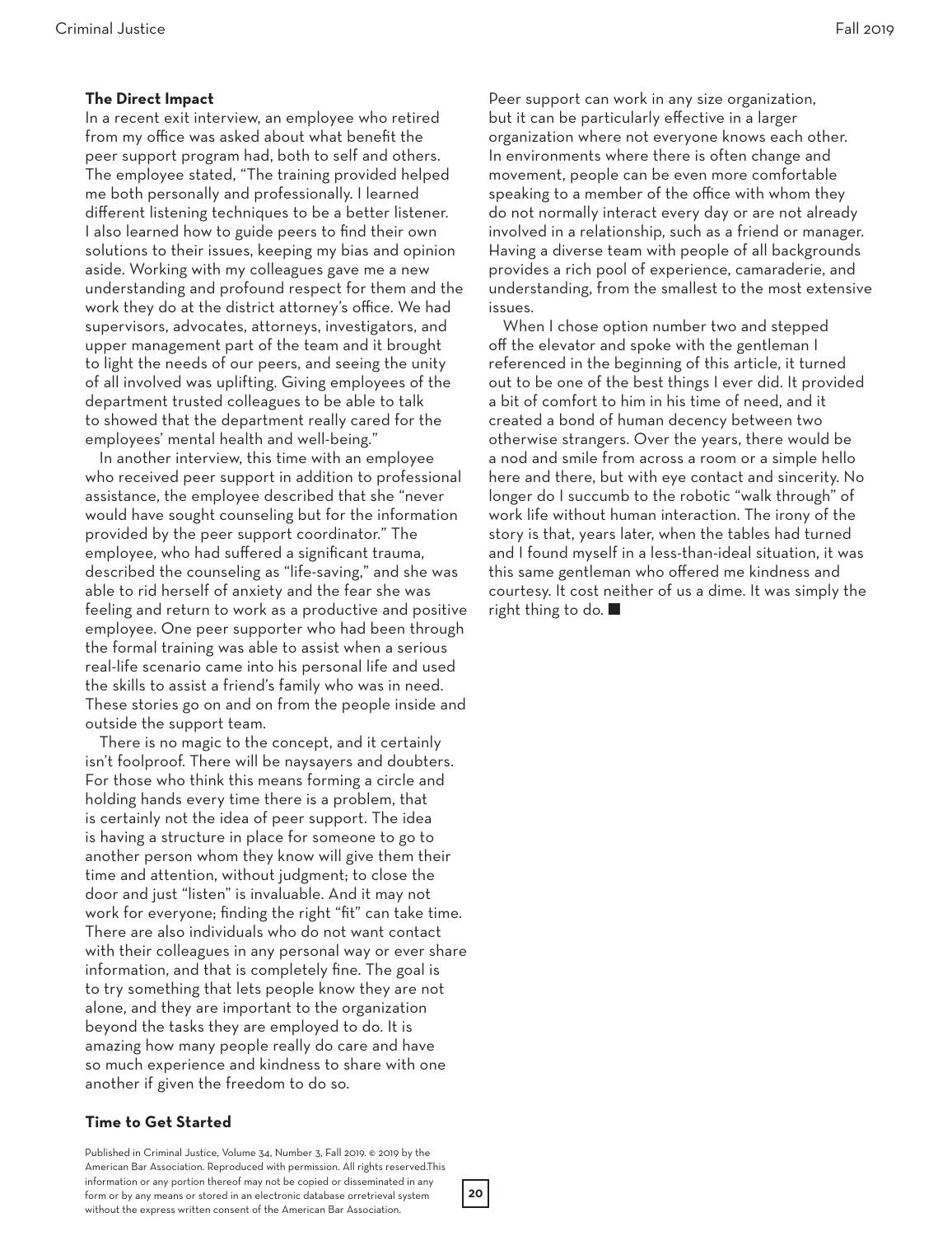### The Direct Impact

In a recent exit interview, an employee who retired from my office was asked about what benefit the peer support program had, both to self and others. The employee stated, "The training provided helped me both personally and professionally. I learned different listening techniques to be a better listener. I also learned how to guide peers to find their own solutions to their issues, keeping my bias and opinion aside. Working with my colleagues gave me a new understanding and profound respect for them and the work they do at the district attorney's office. We had supervisors, advocates, attorneys, investigators, and upper management part of the team and it brought to light the needs of our peers, and seeing the unity of all involved was uplifting. Giving employees of the department trusted colleagues to be able to talk to showed that the department really cared for the employees' mental health and well-being."

In another interview, this time with an employee who received peer support in addition to professional assistance, the employee described that she "never would have sought counseling but for the information provided by the peer support coordinator." The employee, who had suffered a significant trauma, described the counseling as "life-saving," and she was able to rid herself of anxiety and the fear she was feeling and return to work as a productive and positive employee. One peer supporter who had been through the formal training was able to assist when a serious real-life scenario came into his personal life and used the skills to assist a friend's family who was in need. These stories go on and on from the people inside and outside the support team.

There is no magic to the concept, and it certainly isn't foolproof. There will be naysayers and doubters. For those who think this means forming a circle and holding hands every time there is a problem, that is certainly not the idea of peer support. The idea is having a structure in place for someone to go to another person whom they know will give them their time and attention, without judgment; to close the door and just "listen" is invaluable. And it may not work for everyone; finding the right "fit" can take time. There are also individuals who do not want contact with their colleagues in any personal way or ever share information, and that is completely fine. The goal is to try something that lets people know they are not alone, and they are important to the organization beyond the tasks they are employed to do. It is amazing how many people really do care and have so much experience and kindness to share with one another if given the freedom to do so.

### Time to Get Started

Peer support can work in any size organization, but it can be particularly effective in a larger organization where not everyone knows each other. In environments where there is often change and movement, people can be even more comfortable speaking to a member of the office with whom they do not normally interact every day or are not already involved in a relationship, such as a friend or manager. Having a diverse team with people of all backgrounds provides a rich pool of experience, camaraderie, and understanding, from the smallest to the most extensive issues.

When I chose option number two and stepped off the elevator and spoke with the gentleman I referenced in the beginning of this article, it turned out to be one of the best things I ever did. It provided a bit of comfort to him in his time of need, and it created a bond of human decency between two otherwise strangers. Over the years, there would be a nod and smile from across a room or a simple hello here and there, but with eye contact and sincerity. No longer do I succumb to the robotic "walk through" of work life without human interaction. The irony of the story is that, years later, when the tables had turned and I found myself in a less-than-ideal situation, it was this same gentleman who offered me kindness and courtesy. It cost neither of us a dime. It was simply the right thing to do. ■

Published in Criminal Justice, Volume 34, Number 3, Fall 2019. © 2019 by the American Bar Association. Reproduced with permission. All rights reserved.This information or any portion thereof may not be copied or disseminated in any form or by any means or stored in an electronic database orretrieval system without the express written consent of the American Bar Association.